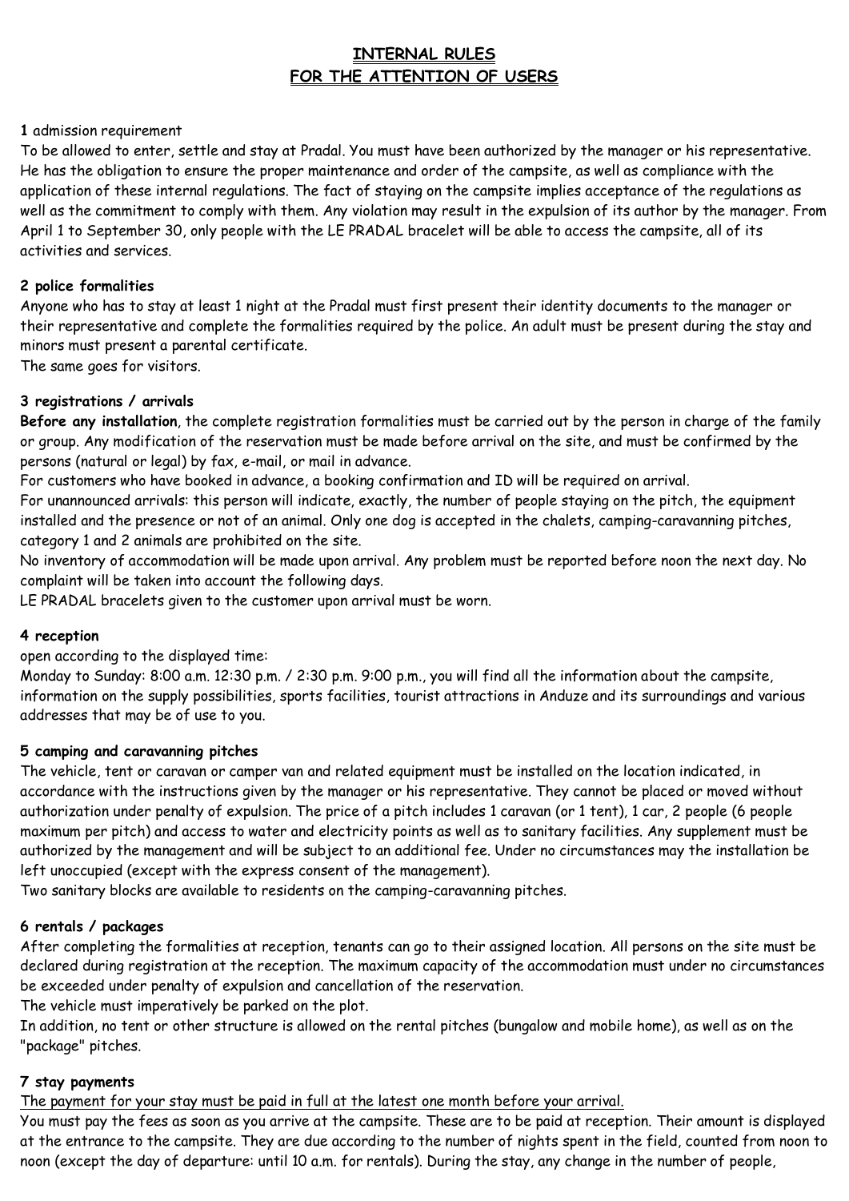# INTERNAL RULES
# FOR THE ATTENTION OF USERS

**1** admission requirement

To be allowed to enter, settle and stay at Pradal. You must have been authorized by the manager or his representative. He has the obligation to ensure the proper maintenance and order of the campsite, as well as compliance with the application of these internal regulations. The fact of staying on the campsite implies acceptance of the regulations as well as the commitment to comply with them. Any violation may result in the expulsion of its author by the manager. From April 1 to September 30, only people with the LE PRADAL bracelet will be able to access the campsite, all of its activities and services.

**2 police formalities**

Anyone who has to stay at least 1 night at the Pradal must first present their identity documents to the manager or their representative and complete the formalities required by the police. An adult must be present during the stay and minors must present a parental certificate.

The same goes for visitors.

**3 registrations / arrivals**

**Before any installation**, the complete registration formalities must be carried out by the person in charge of the family or group. Any modification of the reservation must be made before arrival on the site, and must be confirmed by the persons (natural or legal) by fax, e-mail, or mail in advance.

For customers who have booked in advance, a booking confirmation and ID will be required on arrival.

For unannounced arrivals: this person will indicate, exactly, the number of people staying on the pitch, the equipment installed and the presence or not of an animal. Only one dog is accepted in the chalets, camping-caravanning pitches, category 1 and 2 animals are prohibited on the site.

No inventory of accommodation will be made upon arrival. Any problem must be reported before noon the next day. No complaint will be taken into account the following days.

LE PRADAL bracelets given to the customer upon arrival must be worn.

**4 reception**

open according to the displayed time:

Monday to Sunday: 8:00 a.m. 12:30 p.m. / 2:30 p.m. 9:00 p.m., you will find all the information about the campsite, information on the supply possibilities, sports facilities, tourist attractions in Anduze and its surroundings and various addresses that may be of use to you.

**5 camping and caravanning pitches**

The vehicle, tent or caravan or camper van and related equipment must be installed on the location indicated, in accordance with the instructions given by the manager or his representative. They cannot be placed or moved without authorization under penalty of expulsion. The price of a pitch includes 1 caravan (or 1 tent), 1 car, 2 people (6 people maximum per pitch) and access to water and electricity points as well as to sanitary facilities. Any supplement must be authorized by the management and will be subject to an additional fee. Under no circumstances may the installation be left unoccupied (except with the express consent of the management).

Two sanitary blocks are available to residents on the camping-caravanning pitches.

**6 rentals / packages**

After completing the formalities at reception, tenants can go to their assigned location. All persons on the site must be declared during registration at the reception. The maximum capacity of the accommodation must under no circumstances be exceeded under penalty of expulsion and cancellation of the reservation.

The vehicle must imperatively be parked on the plot.

In addition, no tent or other structure is allowed on the rental pitches (bungalow and mobile home), as well as on the "package" pitches.

**7 stay payments**

The payment for your stay must be paid in full at the latest one month before your arrival.

You must pay the fees as soon as you arrive at the campsite. These are to be paid at reception. Their amount is displayed at the entrance to the campsite. They are due according to the number of nights spent in the field, counted from noon to noon (except the day of departure: until 10 a.m. for rentals). During the stay, any change in the number of people,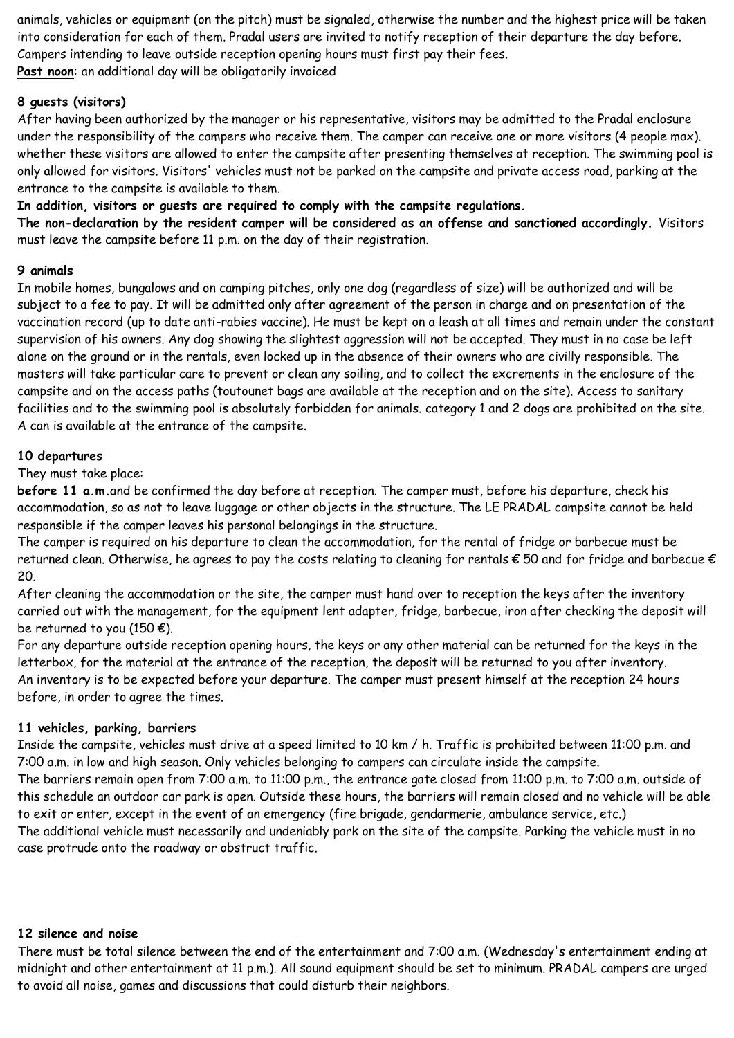animals, vehicles or equipment (on the pitch) must be signaled, otherwise the number and the highest price will be taken into consideration for each of them. Pradal users are invited to notify reception of their departure the day before. Campers intending to leave outside reception opening hours must first pay their fees.
**Past noon**: an additional day will be obligatorily invoiced

**8 guests (visitors)**

After having been authorized by the manager or his representative, visitors may be admitted to the Pradal enclosure under the responsibility of the campers who receive them. The camper can receive one or more visitors (4 people max). whether these visitors are allowed to enter the campsite after presenting themselves at reception. The swimming pool is only allowed for visitors. Visitors' vehicles must not be parked on the campsite and private access road, parking at the entrance to the campsite is available to them.

**In addition, visitors or guests are required to comply with the campsite regulations.**

**The non-declaration by the resident camper will be considered as an offense and sanctioned accordingly.** Visitors must leave the campsite before 11 p.m. on the day of their registration.

**9 animals**

In mobile homes, bungalows and on camping pitches, only one dog (regardless of size) will be authorized and will be subject to a fee to pay. It will be admitted only after agreement of the person in charge and on presentation of the vaccination record (up to date anti-rabies vaccine). He must be kept on a leash at all times and remain under the constant supervision of his owners. Any dog showing the slightest aggression will not be accepted. They must in no case be left alone on the ground or in the rentals, even locked up in the absence of their owners who are civilly responsible. The masters will take particular care to prevent or clean any soiling, and to collect the excrements in the enclosure of the campsite and on the access paths (toutounet bags are available at the reception and on the site). Access to sanitary facilities and to the swimming pool is absolutely forbidden for animals. category 1 and 2 dogs are prohibited on the site. A can is available at the entrance of the campsite.

**10 departures**

They must take place:

**before 11 a.m.**and be confirmed the day before at reception. The camper must, before his departure, check his accommodation, so as not to leave luggage or other objects in the structure. The LE PRADAL campsite cannot be held responsible if the camper leaves his personal belongings in the structure.

The camper is required on his departure to clean the accommodation, for the rental of fridge or barbecue must be returned clean. Otherwise, he agrees to pay the costs relating to cleaning for rentals € 50 and for fridge and barbecue € 20.

After cleaning the accommodation or the site, the camper must hand over to reception the keys after the inventory carried out with the management, for the equipment lent adapter, fridge, barbecue, iron after checking the deposit will be returned to you (150 €).

For any departure outside reception opening hours, the keys or any other material can be returned for the keys in the letterbox, for the material at the entrance of the reception, the deposit will be returned to you after inventory.

An inventory is to be expected before your departure. The camper must present himself at the reception 24 hours before, in order to agree the times.

**11 vehicles, parking, barriers**

Inside the campsite, vehicles must drive at a speed limited to 10 km / h. Traffic is prohibited between 11:00 p.m. and 7:00 a.m. in low and high season. Only vehicles belonging to campers can circulate inside the campsite.

The barriers remain open from 7:00 a.m. to 11:00 p.m., the entrance gate closed from 11:00 p.m. to 7:00 a.m. outside of this schedule an outdoor car park is open. Outside these hours, the barriers will remain closed and no vehicle will be able to exit or enter, except in the event of an emergency (fire brigade, gendarmerie, ambulance service, etc.)

The additional vehicle must necessarily and undeniably park on the site of the campsite. Parking the vehicle must in no case protrude onto the roadway or obstruct traffic.

**12 silence and noise**

There must be total silence between the end of the entertainment and 7:00 a.m. (Wednesday's entertainment ending at midnight and other entertainment at 11 p.m.). All sound equipment should be set to minimum. PRADAL campers are urged to avoid all noise, games and discussions that could disturb their neighbors.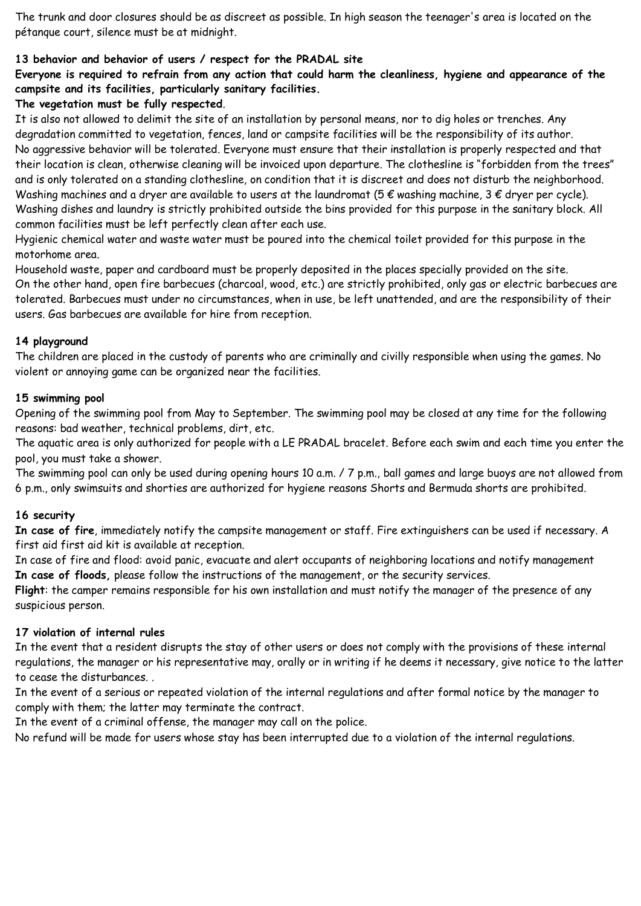The trunk and door closures should be as discreet as possible. In high season the teenager's area is located on the pétanque court, silence must be at midnight.

## 13 behavior and behavior of users / respect for the PRADAL site

**Everyone is required to refrain from any action that could harm the cleanliness, hygiene and appearance of the campsite and its facilities, particularly sanitary facilities.**

**The vegetation must be fully respected**.

It is also not allowed to delimit the site of an installation by personal means, nor to dig holes or trenches. Any degradation committed to vegetation, fences, land or campsite facilities will be the responsibility of its author.

No aggressive behavior will be tolerated. Everyone must ensure that their installation is properly respected and that their location is clean, otherwise cleaning will be invoiced upon departure. The clothesline is "forbidden from the trees" and is only tolerated on a standing clothesline, on condition that it is discreet and does not disturb the neighborhood.

Washing machines and a dryer are available to users at the laundromat (5 € washing machine, 3 € dryer per cycle).

Washing dishes and laundry is strictly prohibited outside the bins provided for this purpose in the sanitary block. All common facilities must be left perfectly clean after each use.

Hygienic chemical water and waste water must be poured into the chemical toilet provided for this purpose in the motorhome area.

Household waste, paper and cardboard must be properly deposited in the places specially provided on the site.

On the other hand, open fire barbecues (charcoal, wood, etc.) are strictly prohibited, only gas or electric barbecues are tolerated. Barbecues must under no circumstances, when in use, be left unattended, and are the responsibility of their users. Gas barbecues are available for hire from reception.

## 14 playground

The children are placed in the custody of parents who are criminally and civilly responsible when using the games. No violent or annoying game can be organized near the facilities.

## 15 swimming pool

Opening of the swimming pool from May to September. The swimming pool may be closed at any time for the following reasons: bad weather, technical problems, dirt, etc.

The aquatic area is only authorized for people with a LE PRADAL bracelet. Before each swim and each time you enter the pool, you must take a shower.

The swimming pool can only be used during opening hours 10 a.m. / 7 p.m., ball games and large buoys are not allowed from 6 p.m., only swimsuits and shorties are authorized for hygiene reasons Shorts and Bermuda shorts are prohibited.

## 16 security

**In case of fire**, immediately notify the campsite management or staff. Fire extinguishers can be used if necessary. A first aid first aid kit is available at reception.

In case of fire and flood: avoid panic, evacuate and alert occupants of neighboring locations and notify management

**In case of floods,** please follow the instructions of the management, or the security services.

**Flight**: the camper remains responsible for his own installation and must notify the manager of the presence of any suspicious person.

## 17 violation of internal rules

In the event that a resident disrupts the stay of other users or does not comply with the provisions of these internal regulations, the manager or his representative may, orally or in writing if he deems it necessary, give notice to the latter to cease the disturbances. .

In the event of a serious or repeated violation of the internal regulations and after formal notice by the manager to comply with them; the latter may terminate the contract.

In the event of a criminal offense, the manager may call on the police.

No refund will be made for users whose stay has been interrupted due to a violation of the internal regulations.